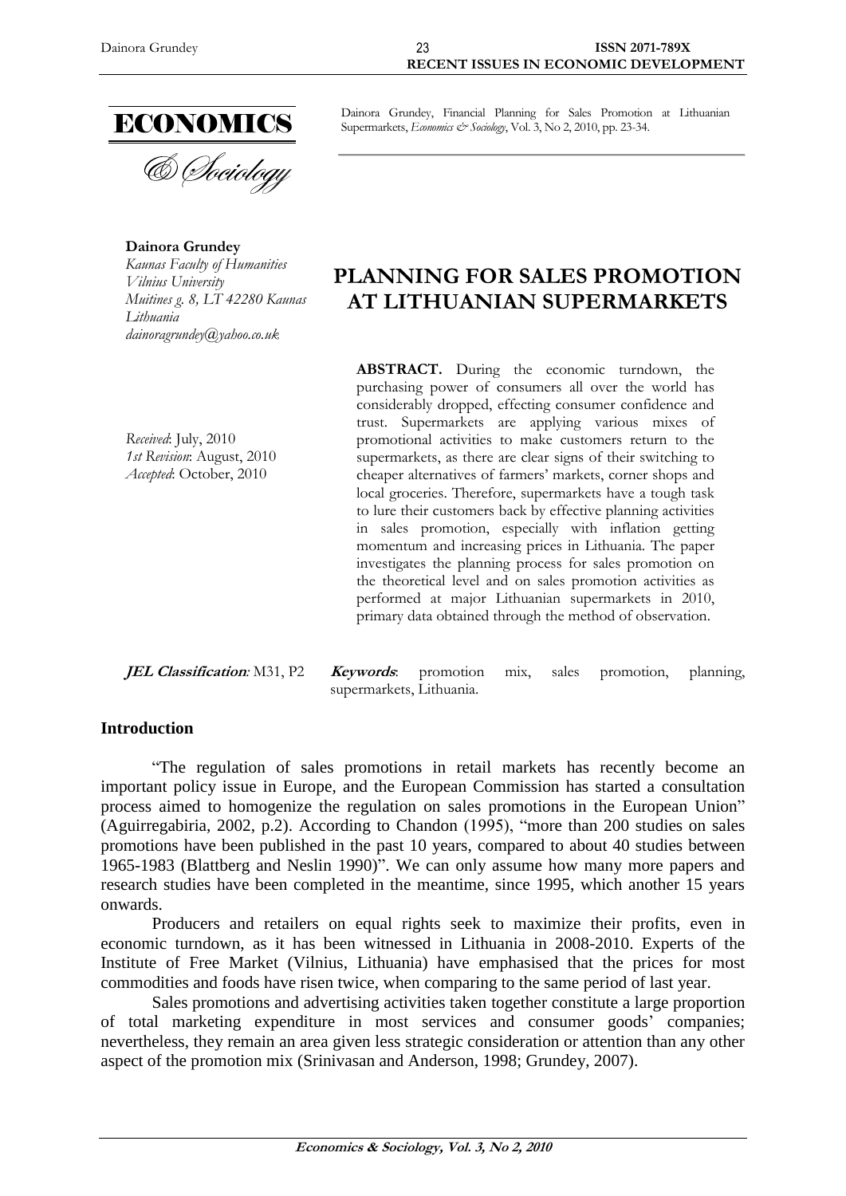**ECONOMICS**

*& Sociology*

Dainora Grundey, Financial Planning for Sales Promotion at Lithuanian Supermarkets, *Economics & Sociology*, Vol. 3, No 2, 2010, pp. 23-34.

**Dainora Grundey**
*Kaunas Faculty of Humanities*
*Vilnius University*
*Muitines g. 8, LT 42280 Kaunas*
*Lithuania*
*dainoragrundey@yahoo.co.uk*

*Received*: July, 2010
*1st Revision*: August, 2010
*Accepted*: October, 2010

# PLANNING FOR SALES PROMOTION AT LITHUANIAN SUPERMARKETS

**ABSTRACT.** During the economic turndown, the purchasing power of consumers all over the world has considerably dropped, effecting consumer confidence and trust. Supermarkets are applying various mixes of promotional activities to make customers return to the supermarkets, as there are clear signs of their switching to cheaper alternatives of farmers' markets, corner shops and local groceries. Therefore, supermarkets have a tough task to lure their customers back by effective planning activities in sales promotion, especially with inflation getting momentum and increasing prices in Lithuania. The paper investigates the planning process for sales promotion on the theoretical level and on sales promotion activities as performed at major Lithuanian supermarkets in 2010, primary data obtained through the method of observation.

***JEL Classification:*** M31, P2

***Keywords***: promotion mix, sales promotion, planning, supermarkets, Lithuania.

## Introduction

"The regulation of sales promotions in retail markets has recently become an important policy issue in Europe, and the European Commission has started a consultation process aimed to homogenize the regulation on sales promotions in the European Union" (Aguirregabiria, 2002, p.2). According to Chandon (1995), "more than 200 studies on sales promotions have been published in the past 10 years, compared to about 40 studies between 1965-1983 (Blattberg and Neslin 1990)". We can only assume how many more papers and research studies have been completed in the meantime, since 1995, which another 15 years onwards.

Producers and retailers on equal rights seek to maximize their profits, even in economic turndown, as it has been witnessed in Lithuania in 2008-2010. Experts of the Institute of Free Market (Vilnius, Lithuania) have emphasised that the prices for most commodities and foods have risen twice, when comparing to the same period of last year.

Sales promotions and advertising activities taken together constitute a large proportion of total marketing expenditure in most services and consumer goods' companies; nevertheless, they remain an area given less strategic consideration or attention than any other aspect of the promotion mix (Srinivasan and Anderson, 1998; Grundey, 2007).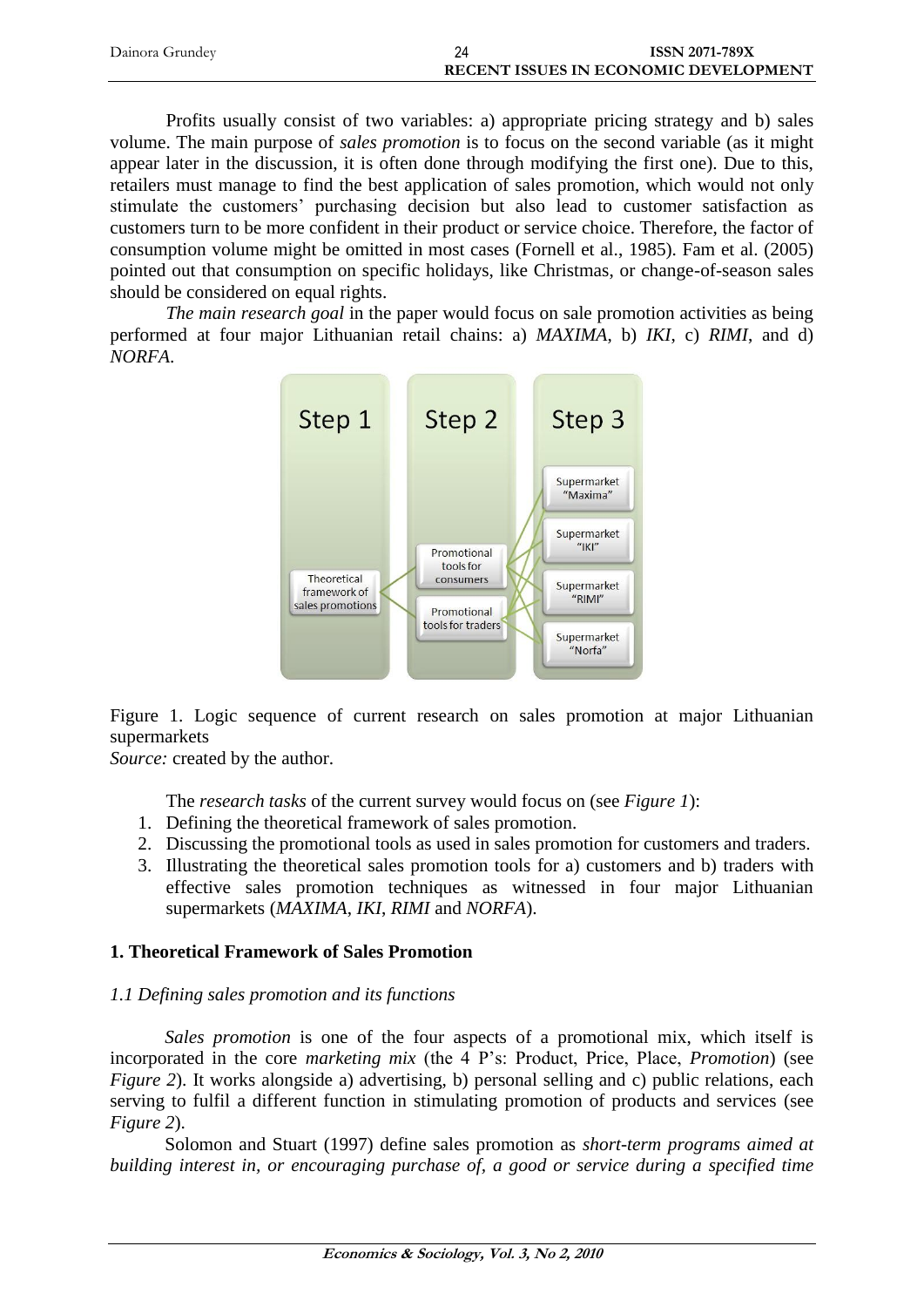Profits usually consist of two variables: a) appropriate pricing strategy and b) sales volume. The main purpose of *sales promotion* is to focus on the second variable (as it might appear later in the discussion, it is often done through modifying the first one). Due to this, retailers must manage to find the best application of sales promotion, which would not only stimulate the customers' purchasing decision but also lead to customer satisfaction as customers turn to be more confident in their product or service choice. Therefore, the factor of consumption volume might be omitted in most cases (Fornell et al., 1985). Fam et al. (2005) pointed out that consumption on specific holidays, like Christmas, or change-of-season sales should be considered on equal rights.

*The main research goal* in the paper would focus on sale promotion activities as being performed at four major Lithuanian retail chains: a) *MAXIMA*, b) *IKI*, c) *RIMI*, and d) *NORFA*.

Step 1 | Step 2 | Step 3

Theoretical framework of sales promotions

Promotional tools for consumers

Promotional tools for traders

Supermarket "Maxima"

Supermarket "IKI"

Supermarket "RIMI"

Supermarket "Norfa"

Figure 1. Logic sequence of current research on sales promotion at major Lithuanian supermarkets

*Source:* created by the author.

The *research tasks* of the current survey would focus on (see *Figure 1*):

1. Defining the theoretical framework of sales promotion.
2. Discussing the promotional tools as used in sales promotion for customers and traders.
3. Illustrating the theoretical sales promotion tools for a) customers and b) traders with effective sales promotion techniques as witnessed in four major Lithuanian supermarkets (*MAXIMA*, *IKI*, *RIMI* and *NORFA*).

## 1. Theoretical Framework of Sales Promotion

### *1.1 Defining sales promotion and its functions*

*Sales promotion* is one of the four aspects of a promotional mix, which itself is incorporated in the core *marketing mix* (the 4 P's: Product, Price, Place, *Promotion*) (see *Figure 2*). It works alongside a) advertising, b) personal selling and c) public relations, each serving to fulfil a different function in stimulating promotion of products and services (see *Figure 2*).

Solomon and Stuart (1997) define sales promotion as *short-term programs aimed at building interest in, or encouraging purchase of, a good or service during a specified time*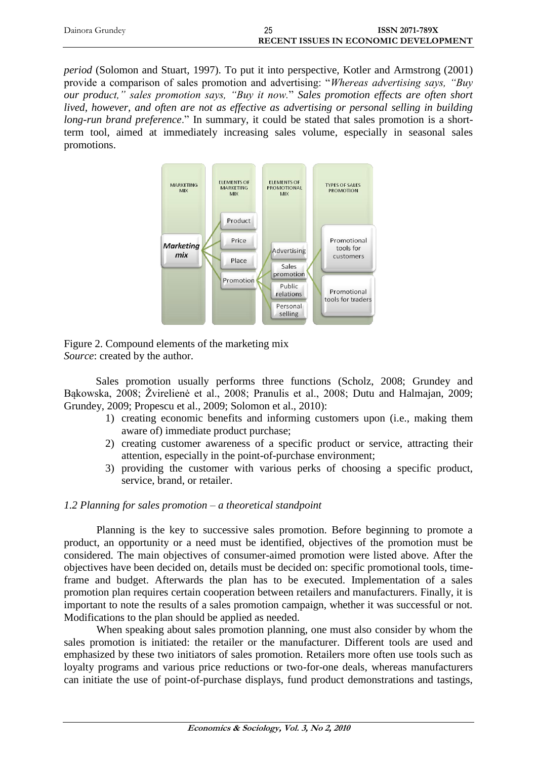*period* (Solomon and Stuart, 1997). To put it into perspective, Kotler and Armstrong (2001) provide a comparison of sales promotion and advertising: "*Whereas advertising says, "Buy our product," sales promotion says, "Buy it now." Sales promotion effects are often short lived, however, and often are not as effective as advertising or personal selling in building long-run brand preference*." In summary, it could be stated that sales promotion is a short-term tool, aimed at immediately increasing sales volume, especially in seasonal sales promotions.

Figure 2. Compound elements of the marketing mix
*Source*: created by the author.

Sales promotion usually performs three functions (Scholz, 2008; Grundey and Bąkowska, 2008; Žvirelienė et al., 2008; Pranulis et al., 2008; Dutu and Halmajan, 2009; Grundey, 2009; Propescu et al., 2009; Solomon et al., 2010):

1) creating economic benefits and informing customers upon (i.e., making them aware of) immediate product purchase;
2) creating customer awareness of a specific product or service, attracting their attention, especially in the point-of-purchase environment;
3) providing the customer with various perks of choosing a specific product, service, brand, or retailer.

### *1.2 Planning for sales promotion – a theoretical standpoint*

Planning is the key to successive sales promotion. Before beginning to promote a product, an opportunity or a need must be identified, objectives of the promotion must be considered. The main objectives of consumer-aimed promotion were listed above. After the objectives have been decided on, details must be decided on: specific promotional tools, time-frame and budget. Afterwards the plan has to be executed. Implementation of a sales promotion plan requires certain cooperation between retailers and manufacturers. Finally, it is important to note the results of a sales promotion campaign, whether it was successful or not. Modifications to the plan should be applied as needed.

When speaking about sales promotion planning, one must also consider by whom the sales promotion is initiated: the retailer or the manufacturer. Different tools are used and emphasized by these two initiators of sales promotion. Retailers more often use tools such as loyalty programs and various price reductions or two-for-one deals, whereas manufacturers can initiate the use of point-of-purchase displays, fund product demonstrations and tastings,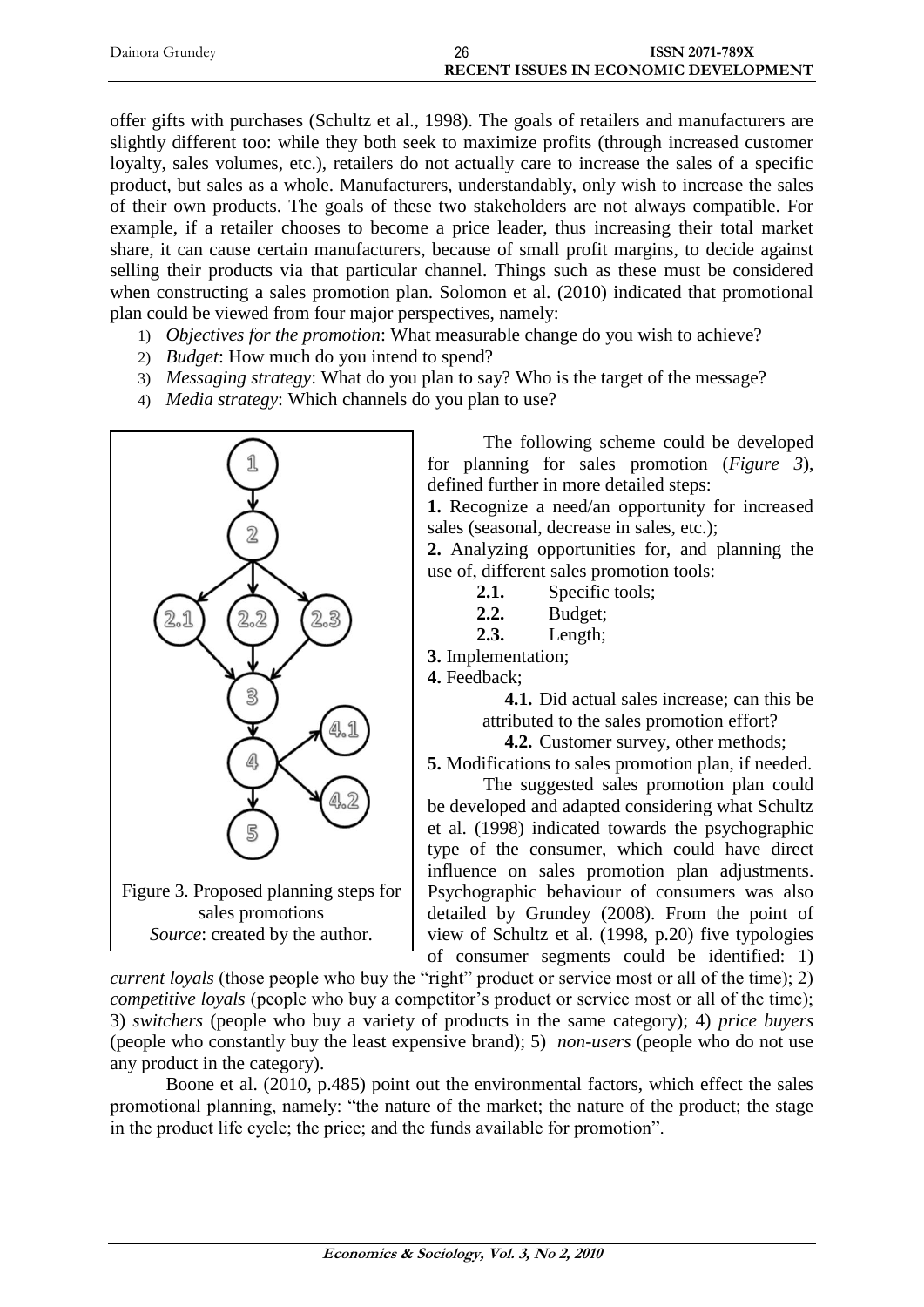offer gifts with purchases (Schultz et al., 1998). The goals of retailers and manufacturers are slightly different too: while they both seek to maximize profits (through increased customer loyalty, sales volumes, etc.), retailers do not actually care to increase the sales of a specific product, but sales as a whole. Manufacturers, understandably, only wish to increase the sales of their own products. The goals of these two stakeholders are not always compatible. For example, if a retailer chooses to become a price leader, thus increasing their total market share, it can cause certain manufacturers, because of small profit margins, to decide against selling their products via that particular channel. Things such as these must be considered when constructing a sales promotion plan. Solomon et al. (2010) indicated that promotional plan could be viewed from four major perspectives, namely:

1) *Objectives for the promotion*: What measurable change do you wish to achieve?
2) *Budget*: How much do you intend to spend?
3) *Messaging strategy*: What do you plan to say? Who is the target of the message?
4) *Media strategy*: Which channels do you plan to use?

Figure 3. Proposed planning steps for sales promotions
*Source*: created by the author.

The following scheme could be developed for planning for sales promotion (*Figure 3*), defined further in more detailed steps:

**1.** Recognize a need/an opportunity for increased sales (seasonal, decrease in sales, etc.);

**2.** Analyzing opportunities for, and planning the use of, different sales promotion tools:

- **2.1.** Specific tools;
- **2.2.** Budget;
- **2.3.** Length;

**3.** Implementation;

**4.** Feedback;

- **4.1.** Did actual sales increase; can this be attributed to the sales promotion effort?
- **4.2.** Customer survey, other methods;

**5.** Modifications to sales promotion plan, if needed.

The suggested sales promotion plan could be developed and adapted considering what Schultz et al. (1998) indicated towards the psychographic type of the consumer, which could have direct influence on sales promotion plan adjustments. Psychographic behaviour of consumers was also detailed by Grundey (2008). From the point of view of Schultz et al. (1998, p.20) five typologies of consumer segments could be identified: 1) *current loyals* (those people who buy the "right" product or service most or all of the time); 2) *competitive loyals* (people who buy a competitor's product or service most or all of the time); 3) *switchers* (people who buy a variety of products in the same category); 4) *price buyers* (people who constantly buy the least expensive brand); 5) *non-users* (people who do not use any product in the category).

Boone et al. (2010, p.485) point out the environmental factors, which effect the sales promotional planning, namely: "the nature of the market; the nature of the product; the stage in the product life cycle; the price; and the funds available for promotion".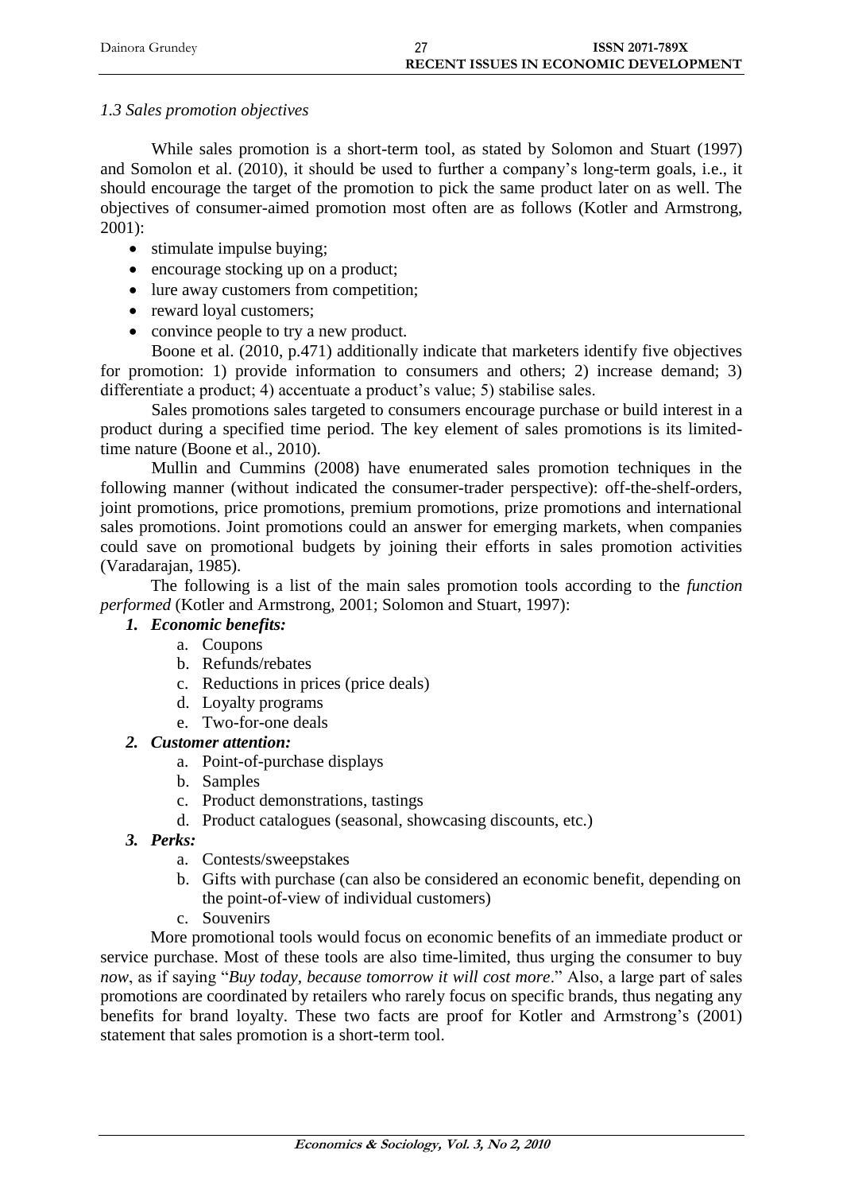### *1.3 Sales promotion objectives*

While sales promotion is a short-term tool, as stated by Solomon and Stuart (1997) and Somolon et al. (2010), it should be used to further a company's long-term goals, i.e., it should encourage the target of the promotion to pick the same product later on as well. The objectives of consumer-aimed promotion most often are as follows (Kotler and Armstrong, 2001):

- stimulate impulse buying;
- encourage stocking up on a product;
- lure away customers from competition;
- reward loyal customers;
- convince people to try a new product.

Boone et al. (2010, p.471) additionally indicate that marketers identify five objectives for promotion: 1) provide information to consumers and others; 2) increase demand; 3) differentiate a product; 4) accentuate a product's value; 5) stabilise sales.

Sales promotions sales targeted to consumers encourage purchase or build interest in a product during a specified time period. The key element of sales promotions is its limited-time nature (Boone et al., 2010).

Mullin and Cummins (2008) have enumerated sales promotion techniques in the following manner (without indicated the consumer-trader perspective): off-the-shelf-orders, joint promotions, price promotions, premium promotions, prize promotions and international sales promotions. Joint promotions could an answer for emerging markets, when companies could save on promotional budgets by joining their efforts in sales promotion activities (Varadarajan, 1985).

The following is a list of the main sales promotion tools according to the *function performed* (Kotler and Armstrong, 2001; Solomon and Stuart, 1997):

1. ***Economic benefits:***
    a. Coupons
    b. Refunds/rebates
    c. Reductions in prices (price deals)
    d. Loyalty programs
    e. Two-for-one deals
2. ***Customer attention:***
    a. Point-of-purchase displays
    b. Samples
    c. Product demonstrations, tastings
    d. Product catalogues (seasonal, showcasing discounts, etc.)
3. ***Perks:***
    a. Contests/sweepstakes
    b. Gifts with purchase (can also be considered an economic benefit, depending on the point-of-view of individual customers)
    c. Souvenirs

More promotional tools would focus on economic benefits of an immediate product or service purchase. Most of these tools are also time-limited, thus urging the consumer to buy *now*, as if saying "*Buy today, because tomorrow it will cost more*." Also, a large part of sales promotions are coordinated by retailers who rarely focus on specific brands, thus negating any benefits for brand loyalty. These two facts are proof for Kotler and Armstrong's (2001) statement that sales promotion is a short-term tool.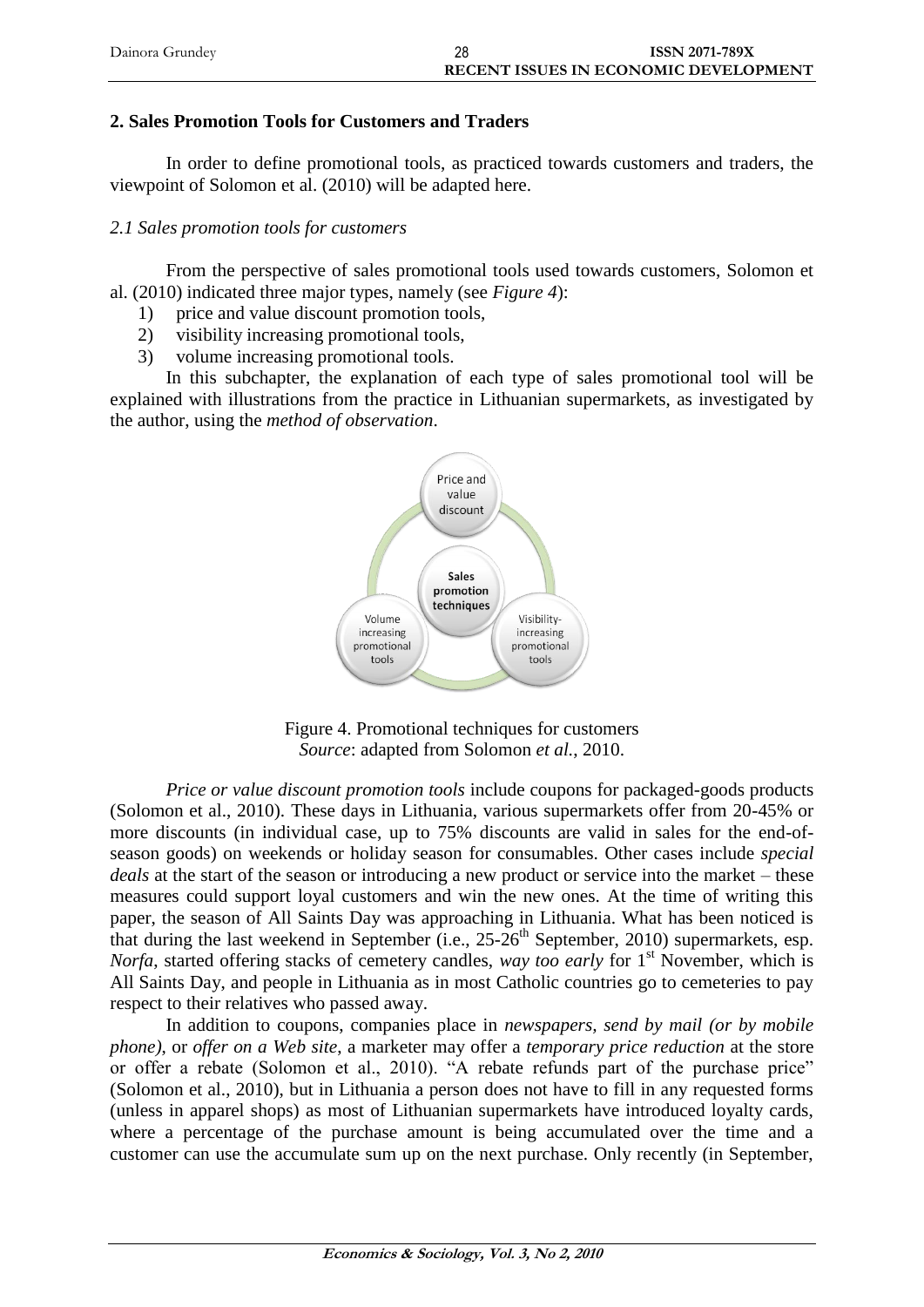## 2. Sales Promotion Tools for Customers and Traders

In order to define promotional tools, as practiced towards customers and traders, the viewpoint of Solomon et al. (2010) will be adapted here.

### *2.1 Sales promotion tools for customers*

From the perspective of sales promotional tools used towards customers, Solomon et al. (2010) indicated three major types, namely (see *Figure 4*):

1) price and value discount promotion tools,
2) visibility increasing promotional tools,
3) volume increasing promotional tools.

In this subchapter, the explanation of each type of sales promotional tool will be explained with illustrations from the practice in Lithuanian supermarkets, as investigated by the author, using the *method of observation*.

Price and value discount

Sales promotion techniques

Volume increasing promotional tools

Visibility-increasing promotional tools

Figure 4. Promotional techniques for customers
*Source*: adapted from Solomon *et al.*, 2010.

*Price or value discount promotion tools* include coupons for packaged-goods products (Solomon et al., 2010). These days in Lithuania, various supermarkets offer from 20-45% or more discounts (in individual case, up to 75% discounts are valid in sales for the end-of-season goods) on weekends or holiday season for consumables. Other cases include *special deals* at the start of the season or introducing a new product or service into the market – these measures could support loyal customers and win the new ones. At the time of writing this paper, the season of All Saints Day was approaching in Lithuania. What has been noticed is that during the last weekend in September (i.e., 25-26th September, 2010) supermarkets, esp. *Norfa*, started offering stacks of cemetery candles, *way too early* for 1st November, which is All Saints Day, and people in Lithuania as in most Catholic countries go to cemeteries to pay respect to their relatives who passed away.

In addition to coupons, companies place in *newspapers, send by mail (or by mobile phone)*, or *offer on a Web site*, a marketer may offer a *temporary price reduction* at the store or offer a rebate (Solomon et al., 2010). "A rebate refunds part of the purchase price" (Solomon et al., 2010), but in Lithuania a person does not have to fill in any requested forms (unless in apparel shops) as most of Lithuanian supermarkets have introduced loyalty cards, where a percentage of the purchase amount is being accumulated over the time and a customer can use the accumulate sum up on the next purchase. Only recently (in September,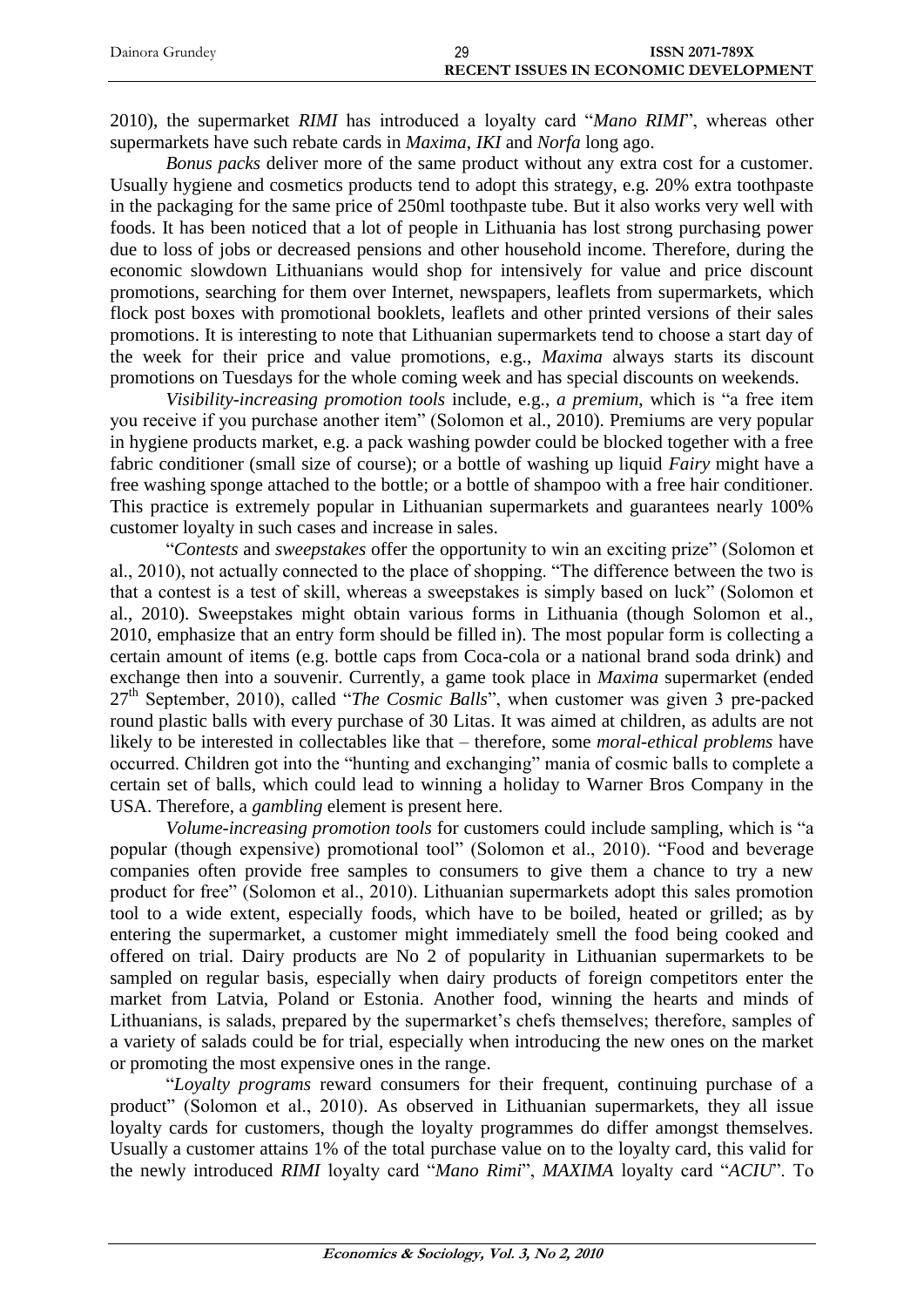2010), the supermarket *RIMI* has introduced a loyalty card "*Mano RIMI*", whereas other supermarkets have such rebate cards in *Maxima*, *IKI* and *Norfa* long ago.

*Bonus packs* deliver more of the same product without any extra cost for a customer. Usually hygiene and cosmetics products tend to adopt this strategy, e.g. 20% extra toothpaste in the packaging for the same price of 250ml toothpaste tube. But it also works very well with foods. It has been noticed that a lot of people in Lithuania has lost strong purchasing power due to loss of jobs or decreased pensions and other household income. Therefore, during the economic slowdown Lithuanians would shop for intensively for value and price discount promotions, searching for them over Internet, newspapers, leaflets from supermarkets, which flock post boxes with promotional booklets, leaflets and other printed versions of their sales promotions. It is interesting to note that Lithuanian supermarkets tend to choose a start day of the week for their price and value promotions, e.g., *Maxima* always starts its discount promotions on Tuesdays for the whole coming week and has special discounts on weekends.

*Visibility-increasing promotion tools* include, e.g., *a premium*, which is "a free item you receive if you purchase another item" (Solomon et al., 2010). Premiums are very popular in hygiene products market, e.g. a pack washing powder could be blocked together with a free fabric conditioner (small size of course); or a bottle of washing up liquid *Fairy* might have a free washing sponge attached to the bottle; or a bottle of shampoo with a free hair conditioner. This practice is extremely popular in Lithuanian supermarkets and guarantees nearly 100% customer loyalty in such cases and increase in sales.

"*Contests* and *sweepstakes* offer the opportunity to win an exciting prize" (Solomon et al., 2010), not actually connected to the place of shopping. "The difference between the two is that a contest is a test of skill, whereas a sweepstakes is simply based on luck" (Solomon et al., 2010). Sweepstakes might obtain various forms in Lithuania (though Solomon et al., 2010, emphasize that an entry form should be filled in). The most popular form is collecting a certain amount of items (e.g. bottle caps from Coca-cola or a national brand soda drink) and exchange then into a souvenir. Currently, a game took place in *Maxima* supermarket (ended 27th September, 2010), called "*The Cosmic Balls*", when customer was given 3 pre-packed round plastic balls with every purchase of 30 Litas. It was aimed at children, as adults are not likely to be interested in collectables like that – therefore, some *moral-ethical problems* have occurred. Children got into the "hunting and exchanging" mania of cosmic balls to complete a certain set of balls, which could lead to winning a holiday to Warner Bros Company in the USA. Therefore, a *gambling* element is present here.

*Volume-increasing promotion tools* for customers could include sampling, which is "a popular (though expensive) promotional tool" (Solomon et al., 2010). "Food and beverage companies often provide free samples to consumers to give them a chance to try a new product for free" (Solomon et al., 2010). Lithuanian supermarkets adopt this sales promotion tool to a wide extent, especially foods, which have to be boiled, heated or grilled; as by entering the supermarket, a customer might immediately smell the food being cooked and offered on trial. Dairy products are No 2 of popularity in Lithuanian supermarkets to be sampled on regular basis, especially when dairy products of foreign competitors enter the market from Latvia, Poland or Estonia. Another food, winning the hearts and minds of Lithuanians, is salads, prepared by the supermarket's chefs themselves; therefore, samples of a variety of salads could be for trial, especially when introducing the new ones on the market or promoting the most expensive ones in the range.

"*Loyalty programs* reward consumers for their frequent, continuing purchase of a product" (Solomon et al., 2010). As observed in Lithuanian supermarkets, they all issue loyalty cards for customers, though the loyalty programmes do differ amongst themselves. Usually a customer attains 1% of the total purchase value on to the loyalty card, this valid for the newly introduced *RIMI* loyalty card "*Mano Rimi*", *MAXIMA* loyalty card "*ACIU*". To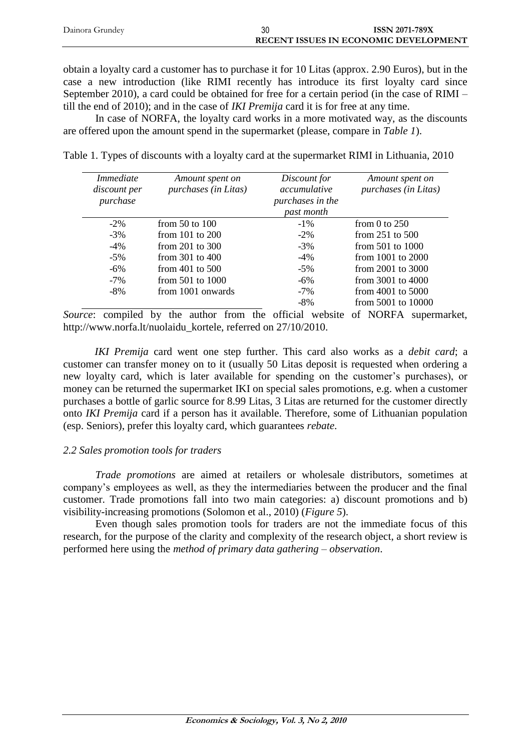obtain a loyalty card a customer has to purchase it for 10 Litas (approx. 2.90 Euros), but in the case a new introduction (like RIMI recently has introduce its first loyalty card since September 2010), a card could be obtained for free for a certain period (in the case of RIMI – till the end of 2010); and in the case of *IKI Premija* card it is for free at any time.

In case of NORFA, the loyalty card works in a more motivated way, as the discounts are offered upon the amount spend in the supermarket (please, compare in *Table 1*).

Table 1. Types of discounts with a loyalty card at the supermarket RIMI in Lithuania, 2010

| *Immediate discount per purchase* | *Amount spent on purchases (in Litas)* | *Discount for accumulative purchases in the past month* | *Amount spent on purchases (in Litas)* |
|---|---|---|---|
| -2% | from 50 to 100 | -1% | from 0 to 250 |
| -3% | from 101 to 200 | -2% | from 251 to 500 |
| -4% | from 201 to 300 | -3% | from 501 to 1000 |
| -5% | from 301 to 400 | -4% | from 1001 to 2000 |
| -6% | from 401 to 500 | -5% | from 2001 to 3000 |
| -7% | from 501 to 1000 | -6% | from 3001 to 4000 |
| -8% | from 1001 onwards | -7% | from 4001 to 5000 |
| | | -8% | from 5001 to 10000 |

*Source*: compiled by the author from the official website of NORFA supermarket, http://www.norfa.lt/nuolaidu_kortele, referred on 27/10/2010.

*IKI Premija* card went one step further. This card also works as a *debit card*; a customer can transfer money on to it (usually 50 Litas deposit is requested when ordering a new loyalty card, which is later available for spending on the customer's purchases), or money can be returned the supermarket IKI on special sales promotions, e.g. when a customer purchases a bottle of garlic source for 8.99 Litas, 3 Litas are returned for the customer directly onto *IKI Premija* card if a person has it available. Therefore, some of Lithuanian population (esp. Seniors), prefer this loyalty card, which guarantees *rebate*.

### *2.2 Sales promotion tools for traders*

*Trade promotions* are aimed at retailers or wholesale distributors, sometimes at company's employees as well, as they the intermediaries between the producer and the final customer. Trade promotions fall into two main categories: a) discount promotions and b) visibility-increasing promotions (Solomon et al., 2010) (*Figure 5*).

Even though sales promotion tools for traders are not the immediate focus of this research, for the purpose of the clarity and complexity of the research object, a short review is performed here using the *method of primary data gathering – observation*.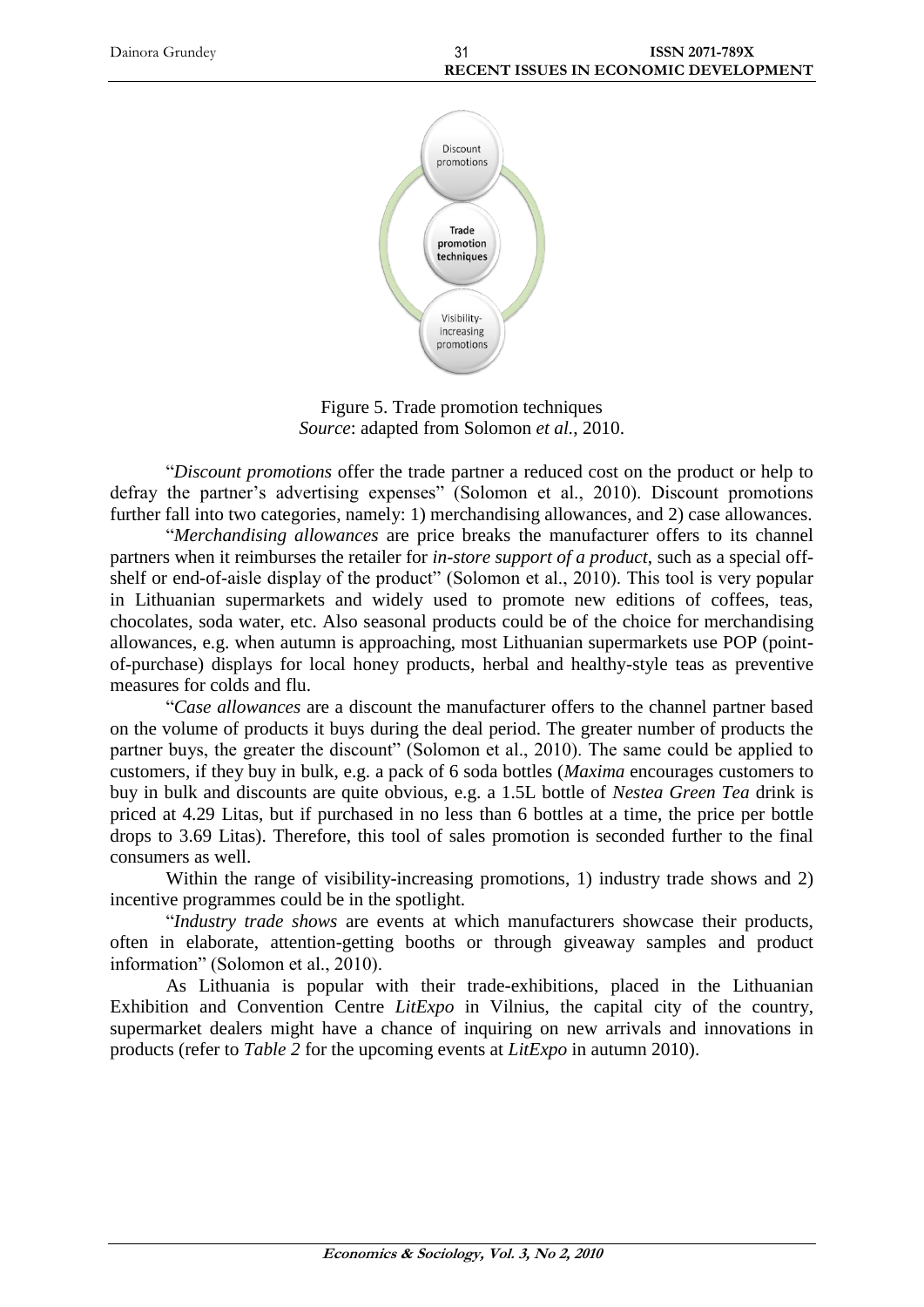Figure 5. Trade promotion techniques
*Source*: adapted from Solomon *et al.*, 2010.

"*Discount promotions* offer the trade partner a reduced cost on the product or help to defray the partner's advertising expenses" (Solomon et al., 2010). Discount promotions further fall into two categories, namely: 1) merchandising allowances, and 2) case allowances.

"*Merchandising allowances* are price breaks the manufacturer offers to its channel partners when it reimburses the retailer for *in-store support of a product*, such as a special off-shelf or end-of-aisle display of the product" (Solomon et al., 2010). This tool is very popular in Lithuanian supermarkets and widely used to promote new editions of coffees, teas, chocolates, soda water, etc. Also seasonal products could be of the choice for merchandising allowances, e.g. when autumn is approaching, most Lithuanian supermarkets use POP (point-of-purchase) displays for local honey products, herbal and healthy-style teas as preventive measures for colds and flu.

"*Case allowances* are a discount the manufacturer offers to the channel partner based on the volume of products it buys during the deal period. The greater number of products the partner buys, the greater the discount" (Solomon et al., 2010). The same could be applied to customers, if they buy in bulk, e.g. a pack of 6 soda bottles (*Maxima* encourages customers to buy in bulk and discounts are quite obvious, e.g. a 1.5L bottle of *Nestea Green Tea* drink is priced at 4.29 Litas, but if purchased in no less than 6 bottles at a time, the price per bottle drops to 3.69 Litas). Therefore, this tool of sales promotion is seconded further to the final consumers as well.

Within the range of visibility-increasing promotions, 1) industry trade shows and 2) incentive programmes could be in the spotlight.

"*Industry trade shows* are events at which manufacturers showcase their products, often in elaborate, attention-getting booths or through giveaway samples and product information" (Solomon et al., 2010).

As Lithuania is popular with their trade-exhibitions, placed in the Lithuanian Exhibition and Convention Centre *LitExpo* in Vilnius, the capital city of the country, supermarket dealers might have a chance of inquiring on new arrivals and innovations in products (refer to *Table 2* for the upcoming events at *LitExpo* in autumn 2010).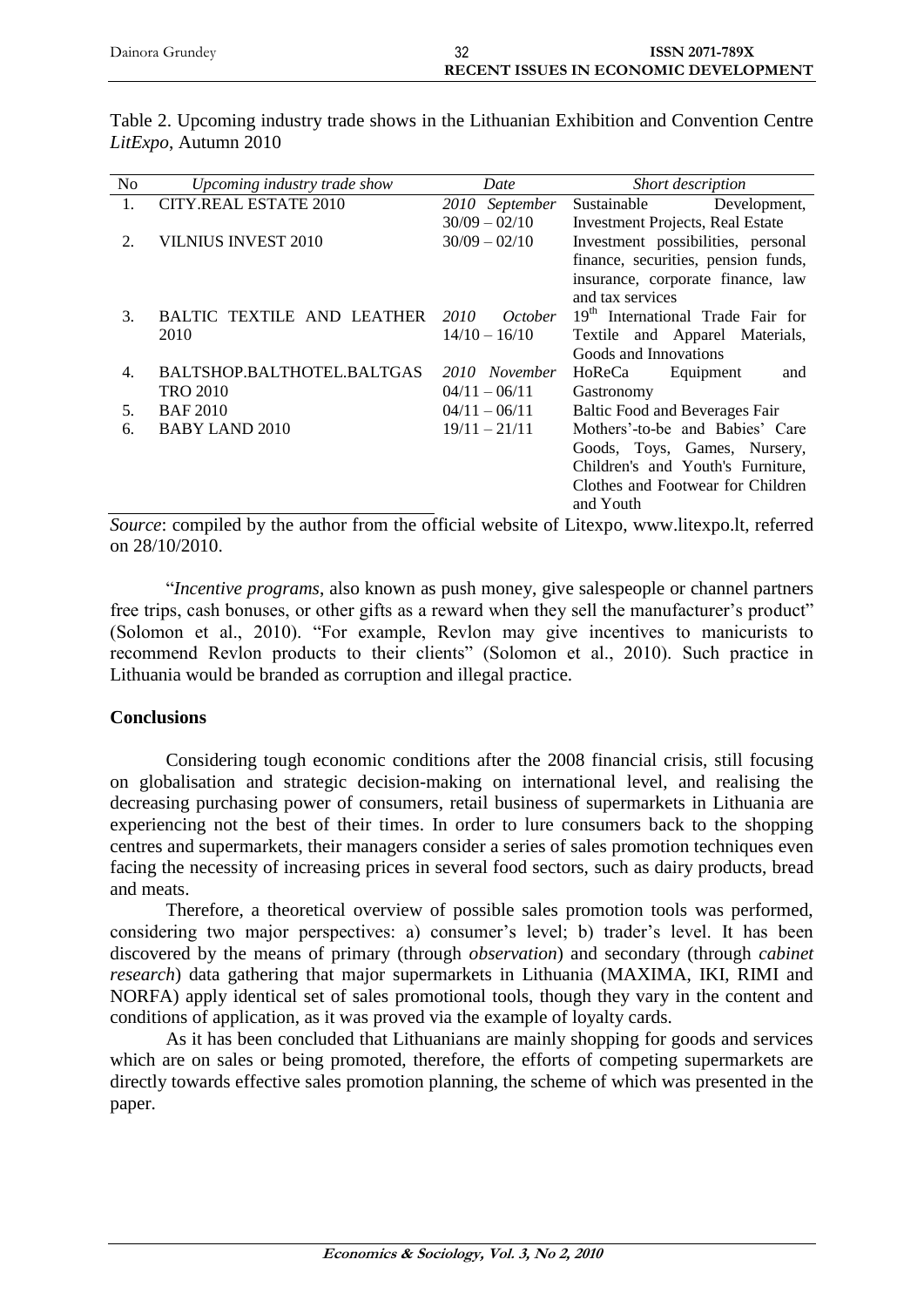Table 2. Upcoming industry trade shows in the Lithuanian Exhibition and Convention Centre *LitExpo*, Autumn 2010

| No | *Upcoming industry trade show* | *Date* | *Short description* |
|---|---|---|---|
| 1. | CITY.REAL ESTATE 2010 | *2010 September* 30/09 – 02/10 | Sustainable Development, Investment Projects, Real Estate |
| 2. | VILNIUS INVEST 2010 | 30/09 – 02/10 | Investment possibilities, personal finance, securities, pension funds, insurance, corporate finance, law and tax services |
| 3. | BALTIC TEXTILE AND LEATHER 2010 | *2010 October* 14/10 – 16/10 | 19th International Trade Fair for Textile and Apparel Materials, Goods and Innovations |
| 4. | BALTSHOP.BALTHOTEL.BALTGASTRO 2010 | *2010 November* 04/11 – 06/11 | HoReCa Equipment and Gastronomy |
| 5. | BAF 2010 | 04/11 – 06/11 | Baltic Food and Beverages Fair |
| 6. | BABY LAND 2010 | 19/11 – 21/11 | Mothers'-to-be and Babies' Care Goods, Toys, Games, Nursery, Children's and Youth's Furniture, Clothes and Footwear for Children and Youth |

*Source*: compiled by the author from the official website of Litexpo, www.litexpo.lt, referred on 28/10/2010.

"*Incentive programs*, also known as push money, give salespeople or channel partners free trips, cash bonuses, or other gifts as a reward when they sell the manufacturer's product" (Solomon et al., 2010). "For example, Revlon may give incentives to manicurists to recommend Revlon products to their clients" (Solomon et al., 2010). Such practice in Lithuania would be branded as corruption and illegal practice.

## Conclusions

Considering tough economic conditions after the 2008 financial crisis, still focusing on globalisation and strategic decision-making on international level, and realising the decreasing purchasing power of consumers, retail business of supermarkets in Lithuania are experiencing not the best of their times. In order to lure consumers back to the shopping centres and supermarkets, their managers consider a series of sales promotion techniques even facing the necessity of increasing prices in several food sectors, such as dairy products, bread and meats.

Therefore, a theoretical overview of possible sales promotion tools was performed, considering two major perspectives: a) consumer's level; b) trader's level. It has been discovered by the means of primary (through *observation*) and secondary (through *cabinet research*) data gathering that major supermarkets in Lithuania (MAXIMA, IKI, RIMI and NORFA) apply identical set of sales promotional tools, though they vary in the content and conditions of application, as it was proved via the example of loyalty cards.

As it has been concluded that Lithuanians are mainly shopping for goods and services which are on sales or being promoted, therefore, the efforts of competing supermarkets are directly towards effective sales promotion planning, the scheme of which was presented in the paper.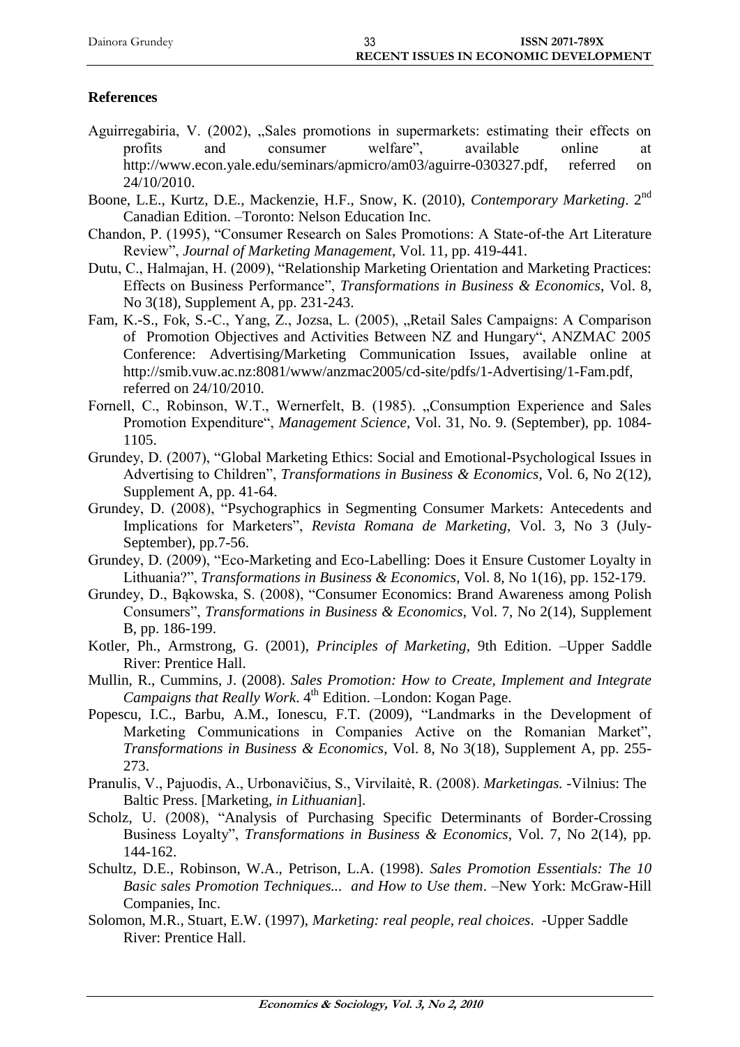## References

Aguirregabiria, V. (2002), „Sales promotions in supermarkets: estimating their effects on profits and consumer welfare", available online at http://www.econ.yale.edu/seminars/apmicro/am03/aguirre-030327.pdf, referred on 24/10/2010.

Boone, L.E., Kurtz, D.E., Mackenzie, H.F., Snow, K. (2010), *Contemporary Marketing*. 2nd Canadian Edition. –Toronto: Nelson Education Inc.

Chandon, P. (1995), "Consumer Research on Sales Promotions: A State-of-the Art Literature Review", *Journal of Marketing Management*, Vol. 11, pp. 419-441.

Dutu, C., Halmajan, H. (2009), "Relationship Marketing Orientation and Marketing Practices: Effects on Business Performance", *Transformations in Business & Economics*, Vol. 8, No 3(18), Supplement A, pp. 231-243.

Fam, K.-S., Fok, S.-C., Yang, Z., Jozsa, L. (2005), „Retail Sales Campaigns: A Comparison of Promotion Objectives and Activities Between NZ and Hungary", ANZMAC 2005 Conference: Advertising/Marketing Communication Issues, available online at http://smib.vuw.ac.nz:8081/www/anzmac2005/cd-site/pdfs/1-Advertising/1-Fam.pdf, referred on 24/10/2010.

Fornell, C., Robinson, W.T., Wernerfelt, B. (1985). „Consumption Experience and Sales Promotion Expenditure", *Management Science*, Vol. 31, No. 9. (September), pp. 1084-1105.

Grundey, D. (2007), "Global Marketing Ethics: Social and Emotional-Psychological Issues in Advertising to Children", *Transformations in Business & Economics*, Vol. 6, No 2(12), Supplement A, pp. 41-64.

Grundey, D. (2008), "Psychographics in Segmenting Consumer Markets: Antecedents and Implications for Marketers", *Revista Romana de Marketing*, Vol. 3, No 3 (July-September), pp.7-56.

Grundey, D. (2009), "Eco-Marketing and Eco-Labelling: Does it Ensure Customer Loyalty in Lithuania?", *Transformations in Business & Economics*, Vol. 8, No 1(16), pp. 152-179.

Grundey, D., Bąkowska, S. (2008), "Consumer Economics: Brand Awareness among Polish Consumers", *Transformations in Business & Economics*, Vol. 7, No 2(14), Supplement B, pp. 186-199.

Kotler, Ph., Armstrong, G. (2001), *Principles of Marketing*, 9th Edition. –Upper Saddle River: Prentice Hall.

Mullin, R., Cummins, J. (2008). *Sales Promotion: How to Create, Implement and Integrate Campaigns that Really Work*. 4th Edition. –London: Kogan Page.

Popescu, I.C., Barbu, A.M., Ionescu, F.T. (2009), "Landmarks in the Development of Marketing Communications in Companies Active on the Romanian Market", *Transformations in Business & Economics*, Vol. 8, No 3(18), Supplement A, pp. 255-273.

Pranulis, V., Pajuodis, A., Urbonavičius, S., Virvilaitė, R. (2008). *Marketingas.* -Vilnius: The Baltic Press. [Marketing, *in Lithuanian*].

Scholz, U. (2008), "Analysis of Purchasing Specific Determinants of Border-Crossing Business Loyalty", *Transformations in Business & Economics*, Vol. 7, No 2(14), pp. 144-162.

Schultz, D.E., Robinson, W.A., Petrison, L.A. (1998). *Sales Promotion Essentials: The 10 Basic sales Promotion Techniques... and How to Use them*. –New York: McGraw-Hill Companies, Inc.

Solomon, M.R., Stuart, E.W. (1997), *Marketing: real people, real choices*. -Upper Saddle River: Prentice Hall.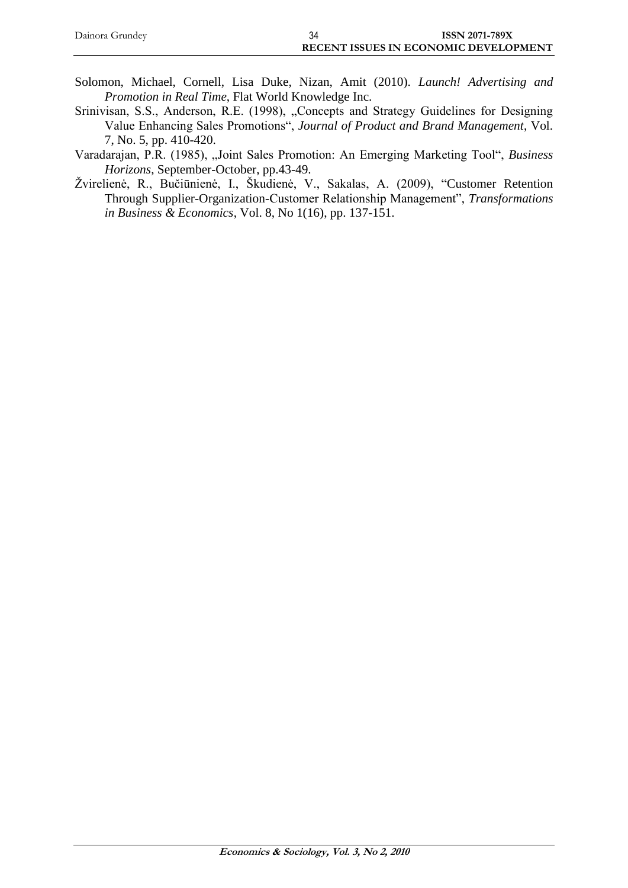Solomon, Michael, Cornell, Lisa Duke, Nizan, Amit (2010). *Launch! Advertising and Promotion in Real Time*, Flat World Knowledge Inc.

Srinivisan, S.S., Anderson, R.E. (1998), „Concepts and Strategy Guidelines for Designing Value Enhancing Sales Promotions“, *Journal of Product and Brand Management*, Vol. 7, No. 5, pp. 410-420.

Varadarajan, P.R. (1985), „Joint Sales Promotion: An Emerging Marketing Tool“, *Business Horizons*, September-October, pp.43-49.

Žvirelienė, R., Bučiūnienė, I., Škudienė, V., Sakalas, A. (2009), "Customer Retention Through Supplier-Organization-Customer Relationship Management", *Transformations in Business & Economics*, Vol. 8, No 1(16), pp. 137-151.